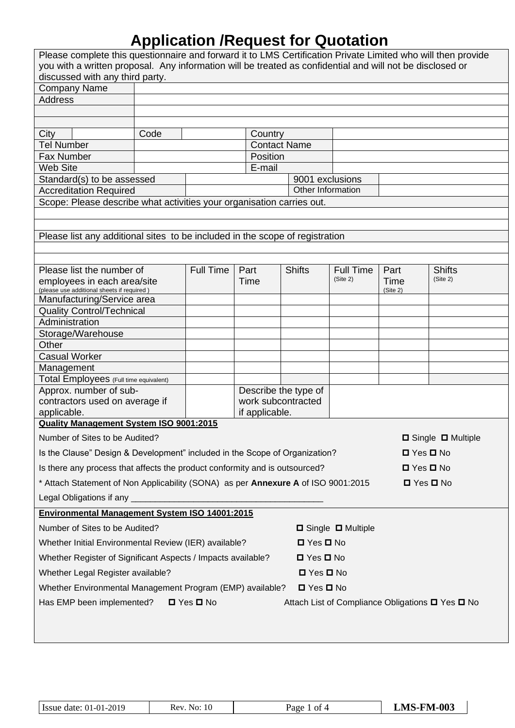# Application /Request for Quotation

Please complete this questionnaire and forward it to LMS Certification Private Limited who will then provide you with a written proposal. Any information will be treated as confidential and will not be disclosed or discussed with any third party.

| | | | | | |
|---|---|---|---|---|---|
| Company Name | | | | | |
| Address | | | | | |
| | | | | | |
| | | | | | |
| City | | Code | | Country | |
| Tel Number | | | | Contact Name | |
| Fax Number | | | | Position | |
| Web Site | | | | E-mail | |

| | | | |
|---|---|---|---|
| Standard(s) to be assessed | | 9001 exclusions | |
| Accreditation Required | | Other Information | |

Scope: Please describe what activities your organisation carries out.

Please list any additional sites to be included in the scope of registration

| Please list the number of employees in each area/site (please use additional sheets if required ) | Full Time | Part Time | Shifts | Full Time (Site 2) | Part Time (Site 2) | Shifts (Site 2) |
|---|---|---|---|---|---|---|
| Manufacturing/Service area | | | | | | |
| Quality Control/Technical | | | | | | |
| Administration | | | | | | |
| Storage/Warehouse | | | | | | |
| Other | | | | | | |
| Casual Worker | | | | | | |
| Management | | | | | | |
| Total Employees (Full time equivalent) | | | | | | |

| | | | |
|---|---|---|---|
| Approx. number of sub-contractors used on average if applicable. | | Describe the type of work subcontracted if applicable. | |

**Quality Management System ISO 9001:2015**

Number of Sites to be Audited? ☐ Single ☐ Multiple

Is the Clause" Design & Development" included in the Scope of Organization? ☐ Yes ☐ No

Is there any process that affects the product conformity and is outsourced? ☐ Yes ☐ No

* Attach Statement of Non Applicability (SONA) as per **Annexure A** of ISO 9001:2015 ☐ Yes ☐ No

Legal Obligations if any _______________________________________

**Environmental Management System ISO 14001:2015**

Number of Sites to be Audited? ☐ Single ☐ Multiple

Whether Initial Environmental Review (IER) available? ☐ Yes ☐ No

Whether Register of Significant Aspects / Impacts available? ☐ Yes ☐ No

Whether Legal Register available? ☐ Yes ☐ No

Whether Environmental Management Program (EMP) available? ☐ Yes ☐ No

Has EMP been implemented? ☐ Yes ☐ No    Attach List of Compliance Obligations ☐ Yes ☐ No

| Issue date: 01-01-2019 | Rev. No: 10 | | LMS-FM-003 |
|---|---|---|---|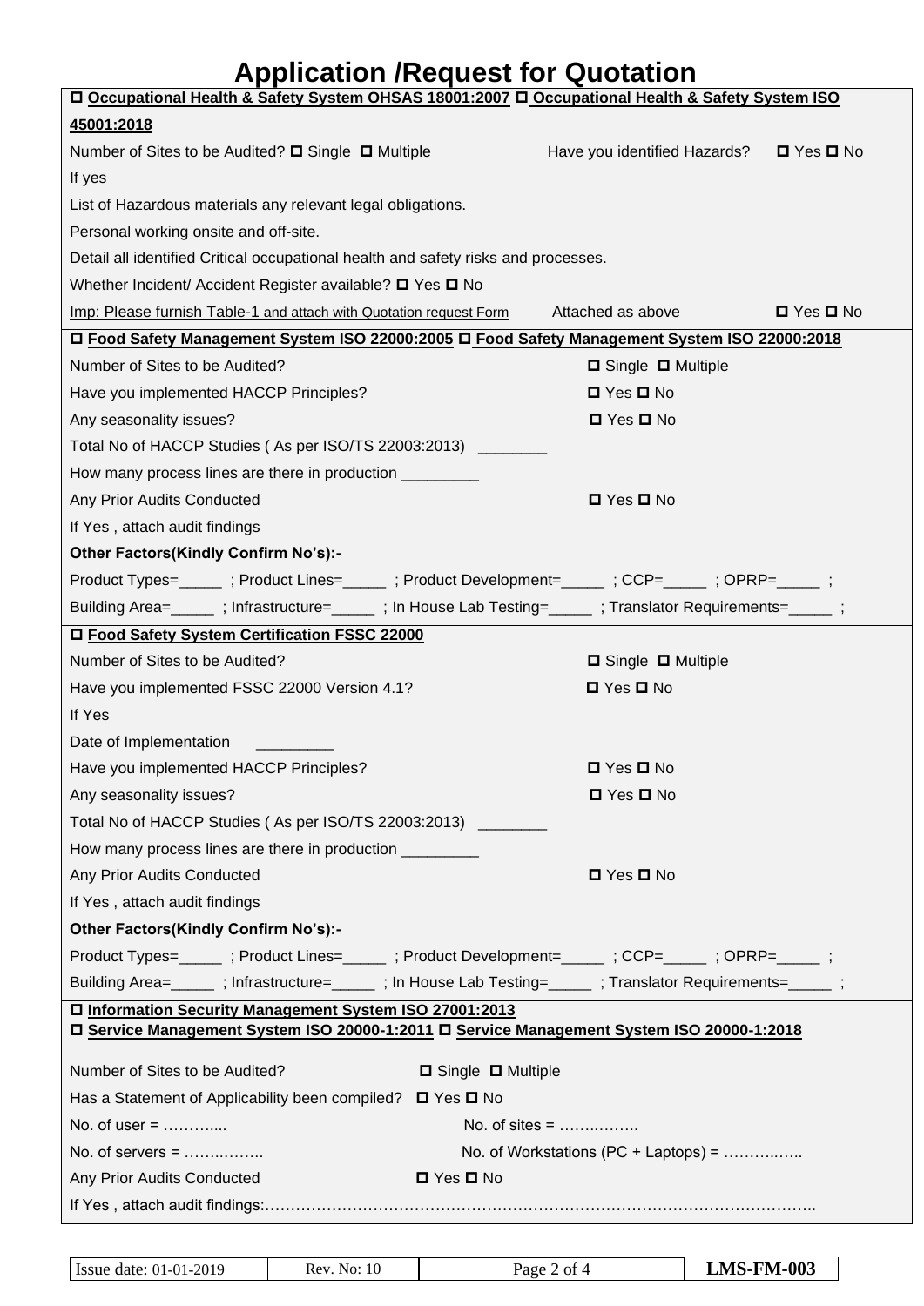# Application /Request for Quotation

☐ **Occupational Health & Safety System OHSAS 18001:2007** ☐ **Occupational Health & Safety System ISO 45001:2018**

Number of Sites to be Audited? ☐ Single ☐ Multiple      Have you identified Hazards? ☐ Yes ☐ No

If yes

List of Hazardous materials any relevant legal obligations.

Personal working onsite and off-site.

Detail all identified Critical occupational health and safety risks and processes.

Whether Incident/ Accident Register available? ☐ Yes ☐ No

Imp: Please furnish Table-1 and attach with Quotation request Form      Attached as above ☐ Yes ☐ No

☐ **Food Safety Management System ISO 22000:2005** ☐ **Food Safety Management System ISO 22000:2018**

Number of Sites to be Audited? ☐ Single ☐ Multiple

Have you implemented HACCP Principles? ☐ Yes ☐ No

Any seasonality issues? ☐ Yes ☐ No

Total No of HACCP Studies ( As per ISO/TS 22003:2013) ________

How many process lines are there in production _________

Any Prior Audits Conducted ☐ Yes ☐ No

If Yes , attach audit findings

**Other Factors(Kindly Confirm No's):-**

Product Types=_____ ; Product Lines=_____ ; Product Development=_____ ; CCP=_____ ; OPRP=_____ ;

Building Area=_____ ; Infrastructure=_____ ; In House Lab Testing=_____ ; Translator Requirements=_____ ;

☐ **Food Safety System Certification FSSC 22000**

Number of Sites to be Audited? ☐ Single ☐ Multiple

Have you implemented FSSC 22000 Version 4.1? ☐ Yes ☐ No

If Yes

Date of Implementation _________

Have you implemented HACCP Principles? ☐ Yes ☐ No

Any seasonality issues? ☐ Yes ☐ No

Total No of HACCP Studies ( As per ISO/TS 22003:2013) ________

How many process lines are there in production _________

Any Prior Audits Conducted ☐ Yes ☐ No

If Yes , attach audit findings

**Other Factors(Kindly Confirm No's):-**

Product Types=_____ ; Product Lines=_____ ; Product Development=_____ ; CCP=_____ ; OPRP=_____ ;

Building Area=_____ ; Infrastructure=_____ ; In House Lab Testing=_____ ; Translator Requirements=_____ ;

☐ **Information Security Management System ISO 27001:2013**
☐ **Service Management System ISO 20000-1:2011** ☐ **Service Management System ISO 20000-1:2018**

Number of Sites to be Audited? ☐ Single ☐ Multiple

Has a Statement of Applicability been compiled? ☐ Yes ☐ No

No. of user = ………....      No. of sites = ……..……..

No. of servers = ……..……..      No. of Workstations (PC + Laptops) = ………..…..

Any Prior Audits Conducted ☐ Yes ☐ No

If Yes , attach audit findings:…………………………………………………………………………………………..

| Issue date: 01-01-2019 | Rev. No: 10 | LMS-FM-003 |
|---|---|---|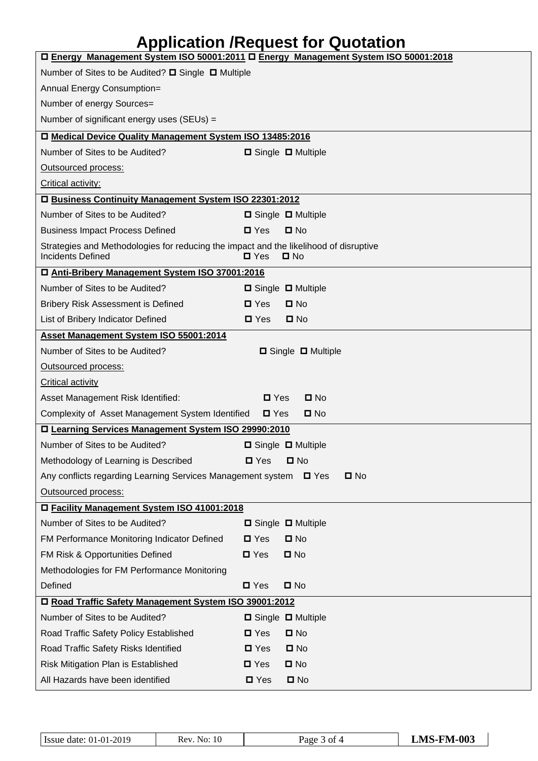# Application /Request for Quotation

☐ **Energy Management System ISO 50001:2011** ☐ **Energy Management System ISO 50001:2018**

Number of Sites to be Audited? ☐ Single ☐ Multiple

Annual Energy Consumption=

Number of energy Sources=

Number of significant energy uses (SEUs) =

☐ **Medical Device Quality Management System ISO 13485:2016**

Number of Sites to be Audited? ☐ Single ☐ Multiple

Outsourced process:

Critical activity:

☐ **Business Continuity Management System ISO 22301:2012**

Number of Sites to be Audited? ☐ Single ☐ Multiple

Business Impact Process Defined ☐ Yes ☐ No

Strategies and Methodologies for reducing the impact and the likelihood of disruptive Incidents Defined ☐ Yes ☐ No

☐ **Anti-Bribery Management System ISO 37001:2016**

Number of Sites to be Audited? ☐ Single ☐ Multiple

Bribery Risk Assessment is Defined ☐ Yes ☐ No

List of Bribery Indicator Defined ☐ Yes ☐ No

**Asset Management System ISO 55001:2014**

Number of Sites to be Audited? ☐ Single ☐ Multiple

Outsourced process:

Critical activity

Asset Management Risk Identified: ☐ Yes ☐ No

Complexity of Asset Management System Identified ☐ Yes ☐ No

☐ **Learning Services Management System ISO 29990:2010**

Number of Sites to be Audited? ☐ Single ☐ Multiple

Methodology of Learning is Described ☐ Yes ☐ No

Any conflicts regarding Learning Services Management system ☐ Yes ☐ No

Outsourced process:

☐ **Facility Management System ISO 41001:2018**

Number of Sites to be Audited? ☐ Single ☐ Multiple

FM Performance Monitoring Indicator Defined ☐ Yes ☐ No

FM Risk & Opportunities Defined ☐ Yes ☐ No

Methodologies for FM Performance Monitoring Defined ☐ Yes ☐ No

☐ **Road Traffic Safety Management System ISO 39001:2012**

Number of Sites to be Audited? ☐ Single ☐ Multiple

Road Traffic Safety Policy Established ☐ Yes ☐ No

Road Traffic Safety Risks Identified ☐ Yes ☐ No

Risk Mitigation Plan is Established ☐ Yes ☐ No

All Hazards have been identified ☐ Yes ☐ No

| Issue date: 01-01-2019 | Rev. No: 10 | Page 3 of 4 | LMS-FM-003 |
|---|---|---|---|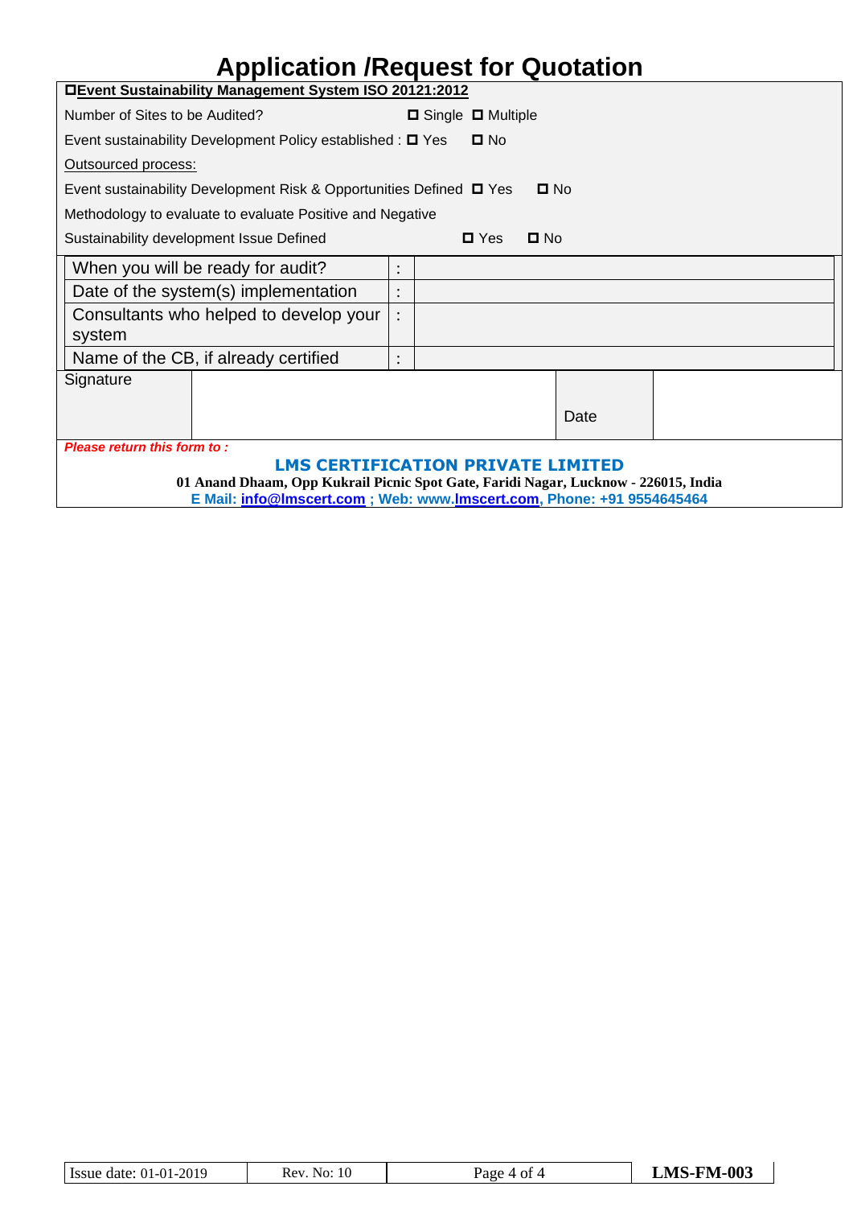# Application /Request for Quotation

**☐Event Sustainability Management System ISO 20121:2012**

Number of Sites to be Audited? ☐ Single ☐ Multiple

Event sustainability Development Policy established : ☐ Yes ☐ No

Outsourced process:

Event sustainability Development Risk & Opportunities Defined ☐ Yes ☐ No

Methodology to evaluate to evaluate Positive and Negative

Sustainability development Issue Defined ☐ Yes ☐ No

| | | |
|---|---|---|
| When you will be ready for audit? | : | |
| Date of the system(s) implementation | : | |
| Consultants who helped to develop your system | : | |
| Name of the CB, if already certified | : | |

| | | | |
|---|---|---|---|
| Signature | | Date | |

***Please return this form to :***

**LMS CERTIFICATION PRIVATE LIMITED**

**01 Anand Dhaam, Opp Kukrail Picnic Spot Gate, Faridi Nagar, Lucknow - 226015, India**

**E Mail: info@lmscert.com ; Web: www.lmscert.com, Phone: +91 9554645464**

| | | |
|---|---|---|
| Issue date: 01-01-2019 | Rev. No: 10 | LMS-FM-003 |